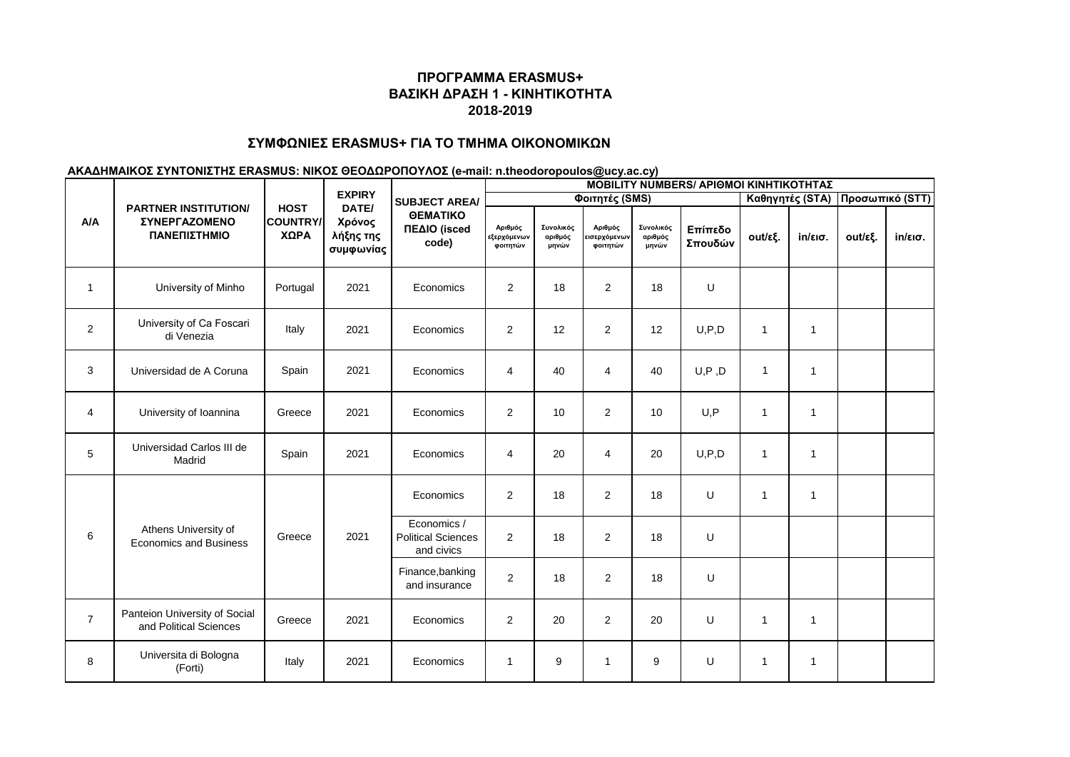## ΠΡΟΓΡΑΜΜΑ ERASMUS+
## ΒΑΣΙΚΗ ΔΡΑΣΗ 1 - ΚΙΝΗΤΙΚΟΤΗΤΑ
## 2018-2019

### ΣΥΜΦΩΝΙΕΣ ERASMUS+ ΓΙΑ ΤΟ ΤΜΗΜΑ ΟΙΚΟΝΟΜΙΚΩΝ

**ΑΚΑΔΗΜΑΙΚΟΣ ΣΥΝΤΟΝΙΣΤΗΣ ERASMUS: ΝΙΚΟΣ ΘΕΟΔΩΡΟΠΟΥΛΟΣ (e-mail: n.theodoropoulos@ucy.ac.cy)**

| A/A | PARTNER INSTITUTION/ ΣΥΝΕΡΓΑΖΟΜΕΝΟ ΠΑΝΕΠΙΣΤΗΜΙΟ | HOST COUNTRY/ ΧΩΡΑ | EXPIRY DATE/ Χρόνος λήξης της συμφωνίας | SUBJECT AREA/ ΘΕΜΑΤΙΚΟ ΠΕΔΙΟ (isced code) | MOBILITY NUMBERS/ ΑΡΙΘΜΟΙ ΚΙΝΗΤΙΚΟΤΗΤΑΣ | | | | | | | | |
|---|---|---|---|---|---|---|---|---|---|---|---|---|---|
| | | | | | Φοιτητές (SMS) | | | | | Καθηγητές (STA) | | Προσωπικό (STT) | |
| | | | | | Αριθμός εξερχόμενων φοιτητών | Συνολικός αριθμός μηνών | Αριθμός εισερχόμενων φοιτητών | Συνολικός αριθμός μηνών | Επίπεδο Σπουδών | out/εξ. | in/εισ. | out/εξ. | in/εισ. |
| 1 | University of Minho | Portugal | 2021 | Economics | 2 | 18 | 2 | 18 | U | | | | |
| 2 | University of Ca Foscari di Venezia | Italy | 2021 | Economics | 2 | 12 | 2 | 12 | U,P,D | 1 | 1 | | |
| 3 | Universidad de A Coruna | Spain | 2021 | Economics | 4 | 40 | 4 | 40 | U,P ,D | 1 | 1 | | |
| 4 | University of Ioannina | Greece | 2021 | Economics | 2 | 10 | 2 | 10 | U,P | 1 | 1 | | |
| 5 | Universidad Carlos III de Madrid | Spain | 2021 | Economics | 4 | 20 | 4 | 20 | U,P,D | 1 | 1 | | |
| 6 | Athens University of Economics and Business | Greece | 2021 | Economics | 2 | 18 | 2 | 18 | U | 1 | 1 | | |
| | | | | Economics / Political Sciences and civics | 2 | 18 | 2 | 18 | U | | | | |
| | | | | Finance,banking and insurance | 2 | 18 | 2 | 18 | U | | | | |
| 7 | Panteion University of Social and Political Sciences | Greece | 2021 | Economics | 2 | 20 | 2 | 20 | U | 1 | 1 | | |
| 8 | Universita di Bologna (Forti) | Italy | 2021 | Economics | 1 | 9 | 1 | 9 | U | 1 | 1 | | |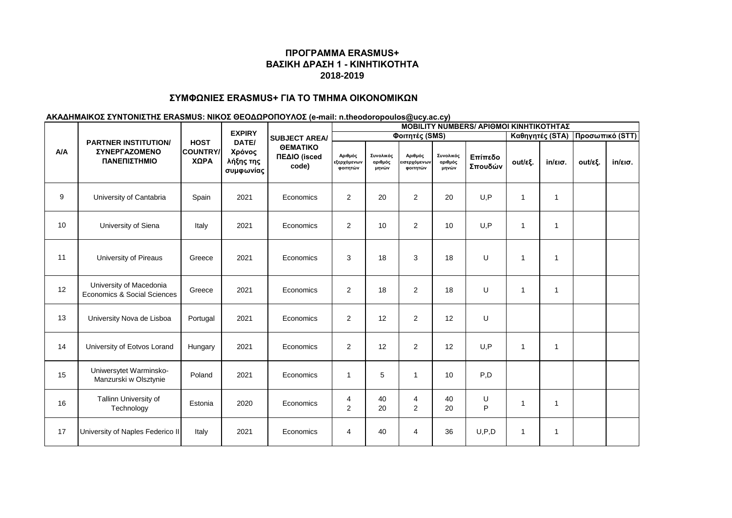# ΠΡΟΓΡΑΜΜΑ ERASMUS+
# ΒΑΣΙΚΗ ΔΡΑΣΗ 1 - ΚΙΝΗΤΙΚΟΤΗΤΑ
# 2018-2019

## ΣΥΜΦΩΝΙΕΣ ERASMUS+ ΓΙΑ ΤΟ ΤΜΗΜΑ ΟΙΚΟΝΟΜΙΚΩΝ

**ΑΚΑΔΗΜΑΙΚΟΣ ΣΥΝΤΟΝΙΣΤΗΣ ERASMUS: ΝΙΚΟΣ ΘΕΟΔΩΡΟΠΟΥΛΟΣ (e-mail: n.theodoropoulos@ucy.ac.cy)**

| A/A | PARTNER INSTITUTION/ ΣΥΝΕΡΓΑΖΟΜΕΝΟ ΠΑΝΕΠΙΣΤΗΜΙΟ | HOST COUNTRY/ ΧΩΡΑ | EXPIRY DATE/ Χρόνος λήξης της συμφωνίας | SUBJECT AREA/ ΘΕΜΑΤΙΚΟ ΠΕΔΙΟ (isced code) | MOBILITY NUMBERS/ ΑΡΙΘΜΟΙ ΚΙΝΗΤΙΚΟΤΗΤΑΣ | | | | | | | | |
|---|---|---|---|---|---|---|---|---|---|---|---|---|---|
| | | | | | Φοιτητές (SMS) | | | | | Καθηγητές (STA) | | Προσωπικό (STT) | |
| | | | | | Αριθμός εξερχόμενων φοιτητών | Συνολικός αριθμός μηνών | Αριθμός εισερχόμενων φοιτητών | Συνολικός αριθμός μηνών | Επίπεδο Σπουδών | out/εξ. | in/εισ. | out/εξ. | in/εισ. |
| 9 | University of Cantabria | Spain | 2021 | Economics | 2 | 20 | 2 | 20 | U,P | 1 | 1 | | |
| 10 | University of Siena | Italy | 2021 | Economics | 2 | 10 | 2 | 10 | U,P | 1 | 1 | | |
| 11 | University of Pireaus | Greece | 2021 | Economics | 3 | 18 | 3 | 18 | U | 1 | 1 | | |
| 12 | University of Macedonia Economics & Social Sciences | Greece | 2021 | Economics | 2 | 18 | 2 | 18 | U | 1 | 1 | | |
| 13 | University Nova de Lisboa | Portugal | 2021 | Economics | 2 | 12 | 2 | 12 | U | | | | |
| 14 | University of Eotvos Lorand | Hungary | 2021 | Economics | 2 | 12 | 2 | 12 | U,P | 1 | 1 | | |
| 15 | Uniwersytet Warminsko-Manzurski w Olsztynie | Poland | 2021 | Economics | 1 | 5 | 1 | 10 | P,D | | | | |
| 16 | Tallinn University of Technology | Estonia | 2020 | Economics | 4<br>2 | 40<br>20 | 4<br>2 | 40<br>20 | U<br>P | 1 | 1 | | |
| 17 | University of Naples Federico II | Italy | 2021 | Economics | 4 | 40 | 4 | 36 | U,P,D | 1 | 1 | | |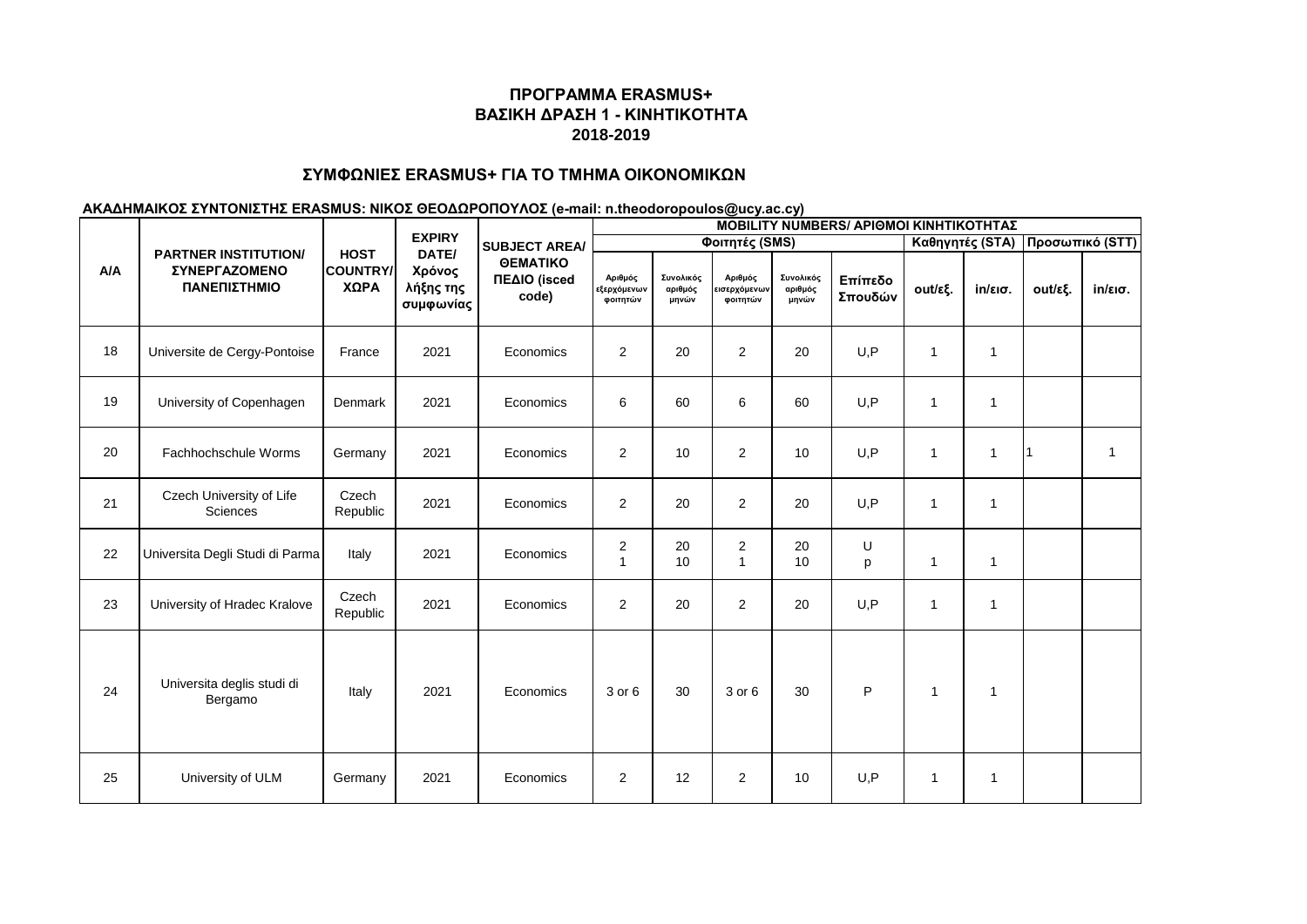**ΠΡΟΓΡΑΜΜΑ ERASMUS+**
**ΒΑΣΙΚΗ ΔΡΑΣΗ 1 - ΚΙΝΗΤΙΚΟΤΗΤΑ**
**2018-2019**

**ΣΥΜΦΩΝΙΕΣ ERASMUS+ ΓΙΑ ΤΟ ΤΜΗΜΑ ΟΙΚΟΝΟΜΙΚΩΝ**

**ΑΚΑΔΗΜΑΙΚΟΣ ΣΥΝΤΟΝΙΣΤΗΣ ERASMUS: ΝΙΚΟΣ ΘΕΟΔΩΡΟΠΟΥΛΟΣ (e-mail: n.theodoropoulos@ucy.ac.cy)**

| A/A | PARTNER INSTITUTION/ ΣΥΝΕΡΓΑΖΟΜΕΝΟ ΠΑΝΕΠΙΣΤΗΜΙΟ | HOST COUNTRY/ ΧΩΡΑ | EXPIRY DATE/ Χρόνος λήξης της συμφωνίας | SUBJECT AREA/ ΘΕΜΑΤΙΚΟ ΠΕΔΙΟ (isced code) | MOBILITY NUMBERS/ ΑΡΙΘΜΟΙ ΚΙΝΗΤΙΚΟΤΗΤΑΣ | | | | | | | | |
|---|---|---|---|---|---|---|---|---|---|---|---|---|---|
| | | | | | Φοιτητές (SMS) | | | | | Καθηγητές (STA) | | Προσωπικό (STT) | |
| | | | | | Αριθμός εξερχόμενων φοιτητών | Συνολικός αριθμός μηνών | Αριθμός εισερχόμενων φοιτητών | Συνολικός αριθμός μηνών | Επίπεδο Σπουδών | out/εξ. | in/εισ. | out/εξ. | in/εισ. |
| 18 | Universite de Cergy-Pontoise | France | 2021 | Economics | 2 | 20 | 2 | 20 | U,P | 1 | 1 | | |
| 19 | University of Copenhagen | Denmark | 2021 | Economics | 6 | 60 | 6 | 60 | U,P | 1 | 1 | | |
| 20 | Fachhochschule Worms | Germany | 2021 | Economics | 2 | 10 | 2 | 10 | U,P | 1 | 1 | 1 | 1 |
| 21 | Czech University of Life Sciences | Czech Republic | 2021 | Economics | 2 | 20 | 2 | 20 | U,P | 1 | 1 | | |
| 22 | Universita Degli Studi di Parma | Italy | 2021 | Economics | 2<br>1 | 20<br>10 | 2<br>1 | 20<br>10 | U<br>p | 1 | 1 | | |
| 23 | University of Hradec Kralove | Czech Republic | 2021 | Economics | 2 | 20 | 2 | 20 | U,P | 1 | 1 | | |
| 24 | Universita deglis studi di Bergamo | Italy | 2021 | Economics | 3 or 6 | 30 | 3 or 6 | 30 | P | 1 | 1 | | |
| 25 | University of ULM | Germany | 2021 | Economics | 2 | 12 | 2 | 10 | U,P | 1 | 1 | | |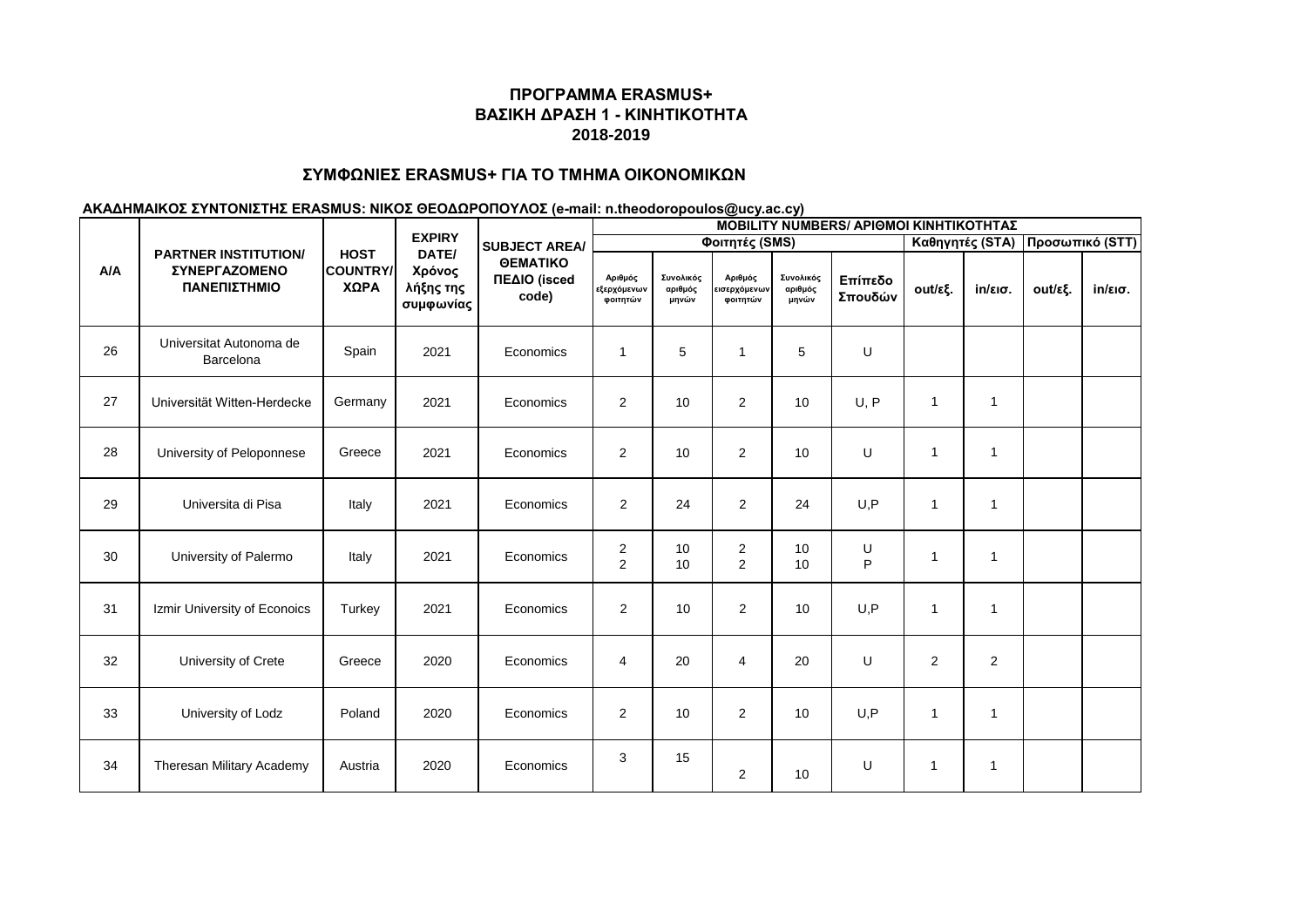## ΠΡΟΓΡΑΜΜΑ ERASMUS+
## ΒΑΣΙΚΗ ΔΡΑΣΗ 1 - ΚΙΝΗΤΙΚΟΤΗΤΑ
## 2018-2019

### ΣΥΜΦΩΝΙΕΣ ERASMUS+ ΓΙΑ ΤΟ ΤΜΗΜΑ ΟΙΚΟΝΟΜΙΚΩΝ

**ΑΚΑΔΗΜΑΙΚΟΣ ΣΥΝΤΟΝΙΣΤΗΣ ERASMUS: ΝΙΚΟΣ ΘΕΟΔΩΡΟΠΟΥΛΟΣ (e-mail: n.theodoropoulos@ucy.ac.cy)**

| A/A | PARTNER INSTITUTION/ ΣΥΝΕΡΓΑΖΟΜΕΝΟ ΠΑΝΕΠΙΣΤΗΜΙΟ | HOST COUNTRY/ ΧΩΡΑ | EXPIRY DATE/ Χρόνος λήξης της συμφωνίας | SUBJECT AREA/ ΘΕΜΑΤΙΚΟ ΠΕΔΙΟ (isced code) | MOBILITY NUMBERS/ ΑΡΙΘΜΟΙ ΚΙΝΗΤΙΚΟΤΗΤΑΣ | | | | | | | | |
|---|---|---|---|---|---|---|---|---|---|---|---|---|---|
| | | | | | Φοιτητές (SMS) | | | | | Καθηγητές (STA) | | Προσωπικό (STT) | |
| | | | | | Αριθμός εξερχόμενων φοιτητών | Συνολικός αριθμός μηνών | Αριθμός εισερχόμενων φοιτητών | Συνολικός αριθμός μηνών | Επίπεδο Σπουδών | out/εξ. | in/εισ. | out/εξ. | in/εισ. |
| 26 | Universitat Autonoma de Barcelona | Spain | 2021 | Economics | 1 | 5 | 1 | 5 | U | | | | |
| 27 | Universität Witten-Herdecke | Germany | 2021 | Economics | 2 | 10 | 2 | 10 | U, P | 1 | 1 | | |
| 28 | University of Peloponnese | Greece | 2021 | Economics | 2 | 10 | 2 | 10 | U | 1 | 1 | | |
| 29 | Universita di Pisa | Italy | 2021 | Economics | 2 | 24 | 2 | 24 | U,P | 1 | 1 | | |
| 30 | University of Palermo | Italy | 2021 | Economics | 2<br>2 | 10<br>10 | 2<br>2 | 10<br>10 | U<br>P | 1 | 1 | | |
| 31 | Izmir University of Econoics | Turkey | 2021 | Economics | 2 | 10 | 2 | 10 | U,P | 1 | 1 | | |
| 32 | University of Crete | Greece | 2020 | Economics | 4 | 20 | 4 | 20 | U | 2 | 2 | | |
| 33 | University of Lodz | Poland | 2020 | Economics | 2 | 10 | 2 | 10 | U,P | 1 | 1 | | |
| 34 | Theresan Military Academy | Austria | 2020 | Economics | 3 | 15 | 2 | 10 | U | 1 | 1 | | |